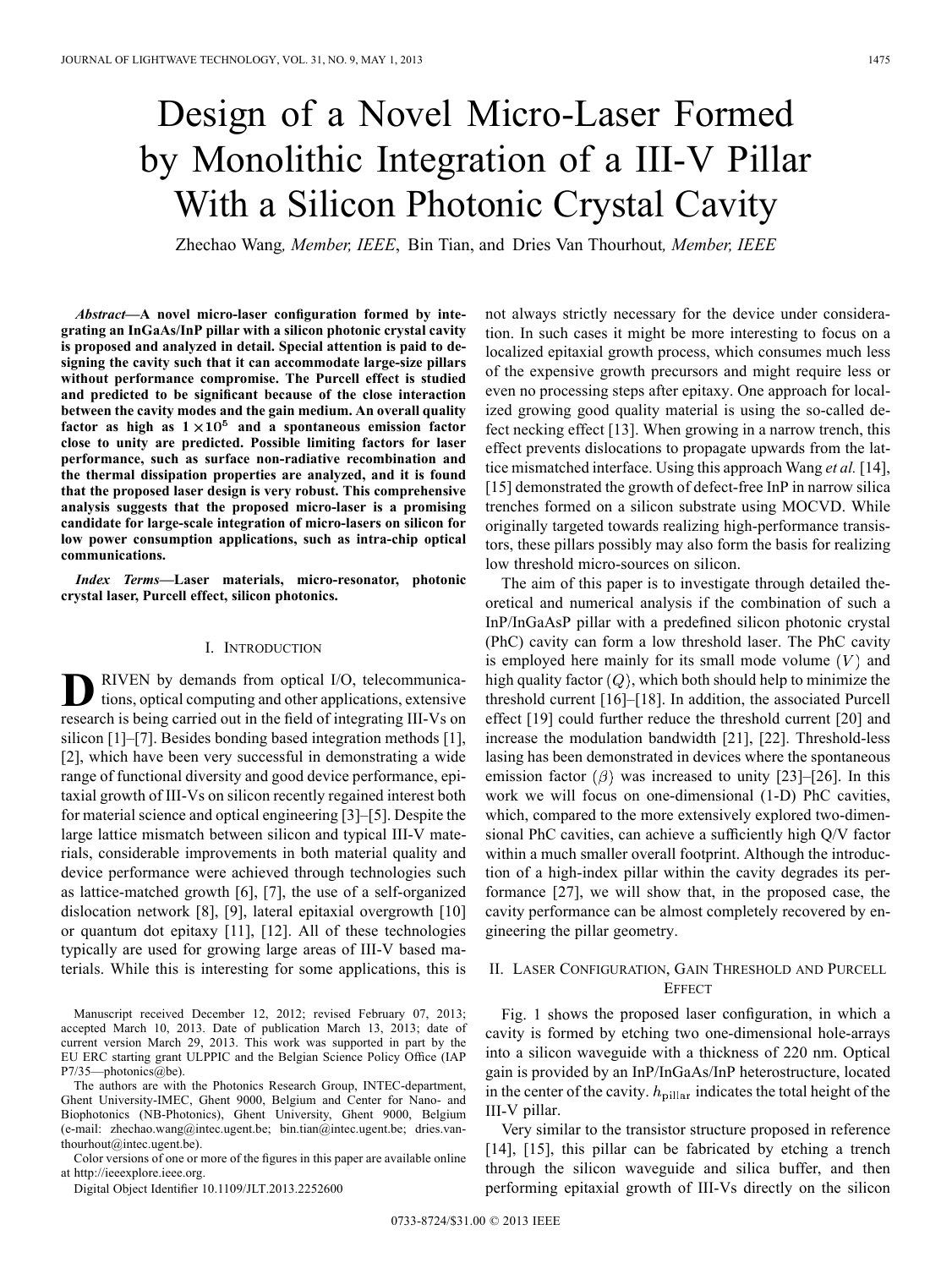# Design of a Novel Micro-Laser Formed by Monolithic Integration of a III-V Pillar With a Silicon Photonic Crystal Cavity

Zhechao Wang, *Member, IEEE*, Bin Tian, and Dries Van Thourhout, *Member, IEEE*

***Abstract*—A novel micro-laser configuration formed by integrating an InGaAs/InP pillar with a silicon photonic crystal cavity is proposed and analyzed in detail. Special attention is paid to designing the cavity such that it can accommodate large-size pillars without performance compromise. The Purcell effect is studied and predicted to be significant because of the close interaction between the cavity modes and the gain medium. An overall quality factor as high as $1 \times 10^5$ and a spontaneous emission factor close to unity are predicted. Possible limiting factors for laser performance, such as surface non-radiative recombination and the thermal dissipation properties are analyzed, and it is found that the proposed laser design is very robust. This comprehensive analysis suggests that the proposed micro-laser is a promising candidate for large-scale integration of micro-lasers on silicon for low power consumption applications, such as intra-chip optical communications.**

***Index Terms*—Laser materials, micro-resonator, photonic crystal laser, Purcell effect, silicon photonics.**

## I. Introduction

Driven by demands from optical I/O, telecommunications, optical computing and other applications, extensive research is being carried out in the field of integrating III-Vs on silicon [1]–[7]. Besides bonding based integration methods [1], [2], which have been very successful in demonstrating a wide range of functional diversity and good device performance, epitaxial growth of III-Vs on silicon recently regained interest both for material science and optical engineering [3]–[5]. Despite the large lattice mismatch between silicon and typical III-V materials, considerable improvements in both material quality and device performance were achieved through technologies such as lattice-matched growth [6], [7], the use of a self-organized dislocation network [8], [9], lateral epitaxial overgrowth [10] or quantum dot epitaxy [11], [12]. All of these technologies typically are used for growing large areas of III-V based materials. While this is interesting for some applications, this is not always strictly necessary for the device under consideration. In such cases it might be more interesting to focus on a localized epitaxial growth process, which consumes much less of the expensive growth precursors and might require less or even no processing steps after epitaxy. One approach for localized growing good quality material is using the so-called defect necking effect [13]. When growing in a narrow trench, this effect prevents dislocations to propagate upwards from the lattice mismatched interface. Using this approach Wang *et al.* [14], [15] demonstrated the growth of defect-free InP in narrow silica trenches formed on a silicon substrate using MOCVD. While originally targeted towards realizing high-performance transistors, these pillars possibly may also form the basis for realizing low threshold micro-sources on silicon.

The aim of this paper is to investigate through detailed theoretical and numerical analysis if the combination of such a InP/InGaAsP pillar with a predefined silicon photonic crystal (PhC) cavity can form a low threshold laser. The PhC cavity is employed here mainly for its small mode volume $(V)$ and high quality factor $(Q)$, which both should help to minimize the threshold current [16]–[18]. In addition, the associated Purcell effect [19] could further reduce the threshold current [20] and increase the modulation bandwidth [21], [22]. Threshold-less lasing has been demonstrated in devices where the spontaneous emission factor $(\beta)$ was increased to unity [23]–[26]. In this work we will focus on one-dimensional (1-D) PhC cavities, which, compared to the more extensively explored two-dimensional PhC cavities, can achieve a sufficiently high Q/V factor within a much smaller overall footprint. Although the introduction of a high-index pillar within the cavity degrades its performance [27], we will show that, in the proposed case, the cavity performance can be almost completely recovered by engineering the pillar geometry.

## II. Laser Configuration, Gain Threshold and Purcell Effect

Fig. 1 shows the proposed laser configuration, in which a cavity is formed by etching two one-dimensional hole-arrays into a silicon waveguide with a thickness of 220 nm. Optical gain is provided by an InP/InGaAs/InP heterostructure, located in the center of the cavity. $h_{\text{pillar}}$ indicates the total height of the III-V pillar.

Very similar to the transistor structure proposed in reference [14], [15], this pillar can be fabricated by etching a trench through the silicon waveguide and silica buffer, and then performing epitaxial growth of III-Vs directly on the silicon

Manuscript received December 12, 2012; revised February 07, 2013; accepted March 10, 2013. Date of publication March 13, 2013; date of current version March 29, 2013. This work was supported in part by the EU ERC starting grant ULPPIC and the Belgian Science Policy Office (IAP P7/35—photonics@be).

The authors are with the Photonics Research Group, INTEC-department, Ghent University-IMEC, Ghent 9000, Belgium and Center for Nano- and Biophotonics (NB-Photonics), Ghent University, Ghent 9000, Belgium (e-mail: zhechao.wang@intec.ugent.be; bin.tian@intec.ugent.be; dries.vanthourhout@intec.ugent.be).

Color versions of one or more of the figures in this paper are available online at http://ieeexplore.ieee.org.

Digital Object Identifier 10.1109/JLT.2013.2252600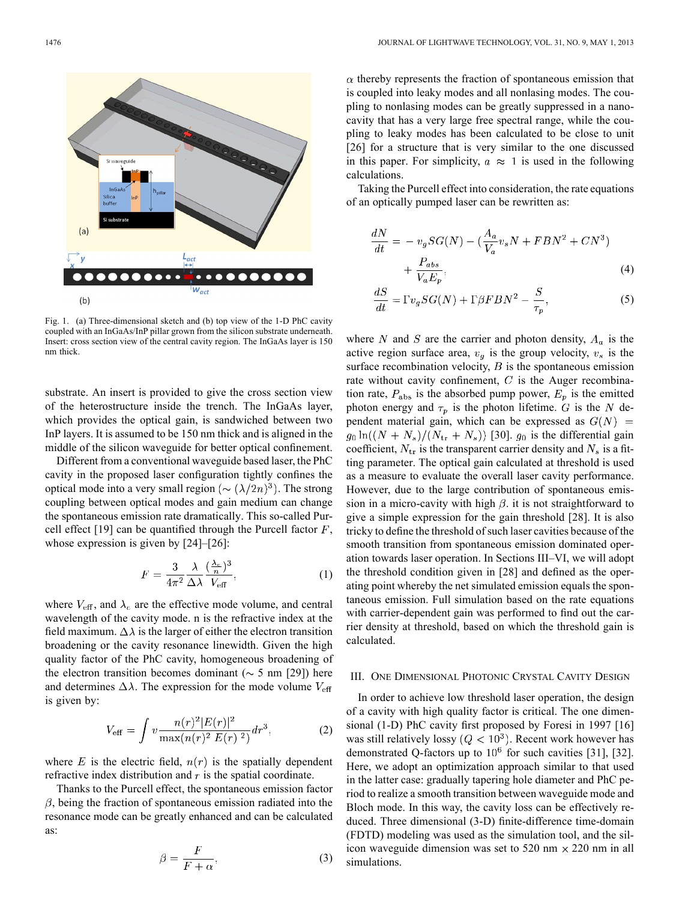Fig. 1. (a) Three-dimensional sketch and (b) top view of the 1-D PhC cavity coupled with an InGaAs/InP pillar grown from the silicon substrate underneath. Insert: cross section view of the central cavity region. The InGaAs layer is 150 nm thick.

substrate. An insert is provided to give the cross section view of the heterostructure inside the trench. The InGaAs layer, which provides the optical gain, is sandwiched between two InP layers. It is assumed to be 150 nm thick and is aligned in the middle of the silicon waveguide for better optical confinement.

Different from a conventional waveguide based laser, the PhC cavity in the proposed laser configuration tightly confines the optical mode into a very small region ($\sim (\lambda/2n)^3$). The strong coupling between optical modes and gain medium can change the spontaneous emission rate dramatically. This so-called Purcell effect [19] can be quantified through the Purcell factor $F$, whose expression is given by [24]–[26]:

$$F = \frac{3}{4\pi^2}\frac{\lambda}{\Delta\lambda}\frac{(\frac{\lambda_c}{n})^3}{V_{\rm eff}}, \tag{1}$$

where $V_{\rm eff}$, and $\lambda_c$ are the effective mode volume, and central wavelength of the cavity mode. n is the refractive index at the field maximum. $\Delta\lambda$ is the larger of either the electron transition broadening or the cavity resonance linewidth. Given the high quality factor of the PhC cavity, homogeneous broadening of the electron transition becomes dominant ($\sim$ 5 nm [29]) here and determines $\Delta\lambda$. The expression for the mode volume $V_{\rm eff}$ is given by:

$$V_{\rm eff} = \int v \frac{n(r)^2|E(r)|^2}{\max(n(r)^2\ E(r)\ ^2)} dr^3, \tag{2}$$

where $E$ is the electric field, $n(r)$ is the spatially dependent refractive index distribution and $r$ is the spatial coordinate.

Thanks to the Purcell effect, the spontaneous emission factor $\beta$, being the fraction of spontaneous emission radiated into the resonance mode can be greatly enhanced and can be calculated as:

$$\beta = \frac{F}{F+\alpha}, \tag{3}$$

$\alpha$ thereby represents the fraction of spontaneous emission that is coupled into leaky modes and all nonlasing modes. The coupling to nonlasing modes can be greatly suppressed in a nanocavity that has a very large free spectral range, while the coupling to leaky modes has been calculated to be close to unit [26] for a structure that is very similar to the one discussed in this paper. For simplicity, $\alpha \approx 1$ is used in the following calculations.

Taking the Purcell effect into consideration, the rate equations of an optically pumped laser can be rewritten as:

$$\frac{dN}{dt} = -v_g S G(N) - (\frac{A_a}{V_a}v_s N + FBN^2 + CN^3) + \frac{P_{abs}}{V_a E_p}, \tag{4}$$

$$\frac{dS}{dt} = \Gamma v_g S G(N) + \Gamma\beta FBN^2 - \frac{S}{\tau_p}, \tag{5}$$

where $N$ and $S$ are the carrier and photon density, $A_a$ is the active region surface area, $v_g$ is the group velocity, $v_s$ is the surface recombination velocity, $B$ is the spontaneous emission rate without cavity confinement, $C$ is the Auger recombination rate, $P_{\rm abs}$ is the absorbed pump power, $E_p$ is the emitted photon energy and $\tau_p$ is the photon lifetime. $G$ is the $N$ dependent material gain, which can be expressed as $G(N) = g_0 \ln((N+N_s)/(N_{\rm tr}+N_s))$ [30]. $g_0$ is the differential gain coefficient, $N_{\rm tr}$ is the transparent carrier density and $N_s$ is a fitting parameter. The optical gain calculated at threshold is used as a measure to evaluate the overall laser cavity performance. However, due to the large contribution of spontaneous emission in a micro-cavity with high $\beta$. it is not straightforward to give a simple expression for the gain threshold [28]. It is also tricky to define the threshold of such laser cavities because of the smooth transition from spontaneous emission dominated operation towards laser operation. In Sections III–VI, we will adopt the threshold condition given in [28] and defined as the operating point whereby the net simulated emission equals the spontaneous emission. Full simulation based on the rate equations with carrier-dependent gain was performed to find out the carrier density at threshold, based on which the threshold gain is calculated.

## III. One Dimensional Photonic Crystal Cavity Design

In order to achieve low threshold laser operation, the design of a cavity with high quality factor is critical. The one dimensional (1-D) PhC cavity first proposed by Foresi in 1997 [16] was still relatively lossy ($Q < 10^3$). Recent work however has demonstrated Q-factors up to $10^6$ for such cavities [31], [32]. Here, we adopt an optimization approach similar to that used in the latter case: gradually tapering hole diameter and PhC period to realize a smooth transition between waveguide mode and Bloch mode. In this way, the cavity loss can be effectively reduced. Three dimensional (3-D) finite-difference time-domain (FDTD) modeling was used as the simulation tool, and the silicon waveguide dimension was set to 520 nm $\times$ 220 nm in all simulations.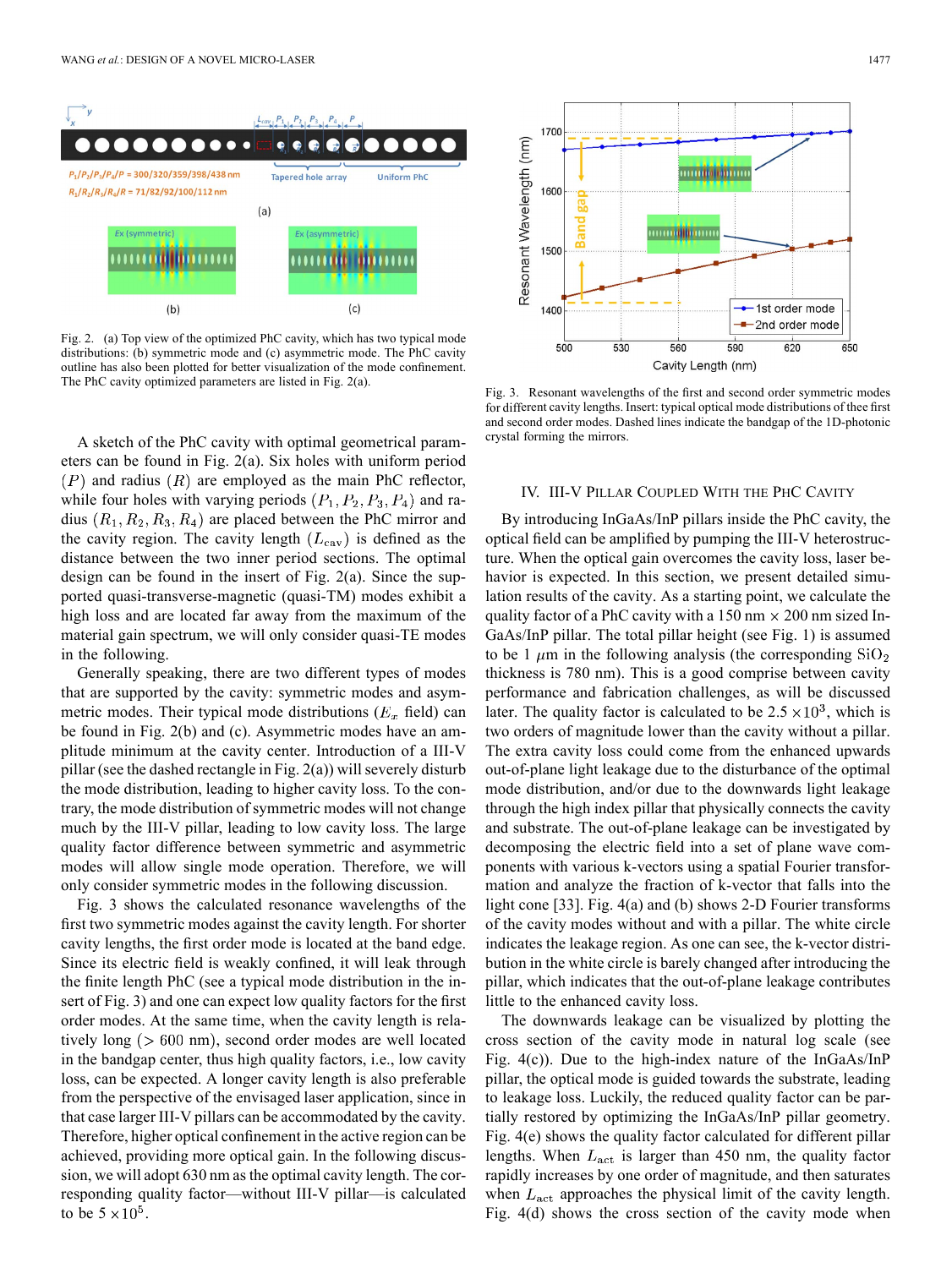Fig. 2. (a) Top view of the optimized PhC cavity, which has two typical mode distributions: (b) symmetric mode and (c) asymmetric mode. The PhC cavity outline has also been plotted for better visualization of the mode confinement. The PhC cavity optimized parameters are listed in Fig. 2(a).

A sketch of the PhC cavity with optimal geometrical parameters can be found in Fig. 2(a). Six holes with uniform period $(P)$ and radius $(R)$ are employed as the main PhC reflector, while four holes with varying periods $(P_1, P_2, P_3, P_4)$ and radius $(R_1, R_2, R_3, R_4)$ are placed between the PhC mirror and the cavity region. The cavity length $(L_{\text{cav}})$ is defined as the distance between the two inner period sections. The optimal design can be found in the insert of Fig. 2(a). Since the supported quasi-transverse-magnetic (quasi-TM) modes exhibit a high loss and are located far away from the maximum of the material gain spectrum, we will only consider quasi-TE modes in the following.

Generally speaking, there are two different types of modes that are supported by the cavity: symmetric modes and asymmetric modes. Their typical mode distributions ($E_x$ field) can be found in Fig. 2(b) and (c). Asymmetric modes have an amplitude minimum at the cavity center. Introduction of a III-V pillar (see the dashed rectangle in Fig. 2(a)) will severely disturb the mode distribution, leading to higher cavity loss. To the contrary, the mode distribution of symmetric modes will not change much by the III-V pillar, leading to low cavity loss. The large quality factor difference between symmetric and asymmetric modes will allow single mode operation. Therefore, we will only consider symmetric modes in the following discussion.

Fig. 3 shows the calculated resonance wavelengths of the first two symmetric modes against the cavity length. For shorter cavity lengths, the first order mode is located at the band edge. Since its electric field is weakly confined, it will leak through the finite length PhC (see a typical mode distribution in the insert of Fig. 3) and one can expect low quality factors for the first order modes. At the same time, when the cavity length is relatively long ($> 600$ nm), second order modes are well located in the bandgap center, thus high quality factors, i.e., low cavity loss, can be expected. A longer cavity length is also preferable from the perspective of the envisaged laser application, since in that case larger III-V pillars can be accommodated by the cavity. Therefore, higher optical confinement in the active region can be achieved, providing more optical gain. In the following discussion, we will adopt 630 nm as the optimal cavity length. The corresponding quality factor—without III-V pillar—is calculated to be $5 \times 10^5$.

Fig. 3. Resonant wavelengths of the first and second order symmetric modes for different cavity lengths. Insert: typical optical mode distributions of thee first and second order modes. Dashed lines indicate the bandgap of the 1D-photonic crystal forming the mirrors.

## IV. III-V Pillar Coupled With the PhC Cavity

By introducing InGaAs/InP pillars inside the PhC cavity, the optical field can be amplified by pumping the III-V heterostructure. When the optical gain overcomes the cavity loss, laser behavior is expected. In this section, we present detailed simulation results of the cavity. As a starting point, we calculate the quality factor of a PhC cavity with a 150 nm $\times$ 200 nm sized InGaAs/InP pillar. The total pillar height (see Fig. 1) is assumed to be 1 $\mu$m in the following analysis (the corresponding $SiO_2$ thickness is 780 nm). This is a good comprise between cavity performance and fabrication challenges, as will be discussed later. The quality factor is calculated to be $2.5 \times 10^3$, which is two orders of magnitude lower than the cavity without a pillar. The extra cavity loss could come from the enhanced upwards out-of-plane light leakage due to the disturbance of the optimal mode distribution, and/or due to the downwards light leakage through the high index pillar that physically connects the cavity and substrate. The out-of-plane leakage can be investigated by decomposing the electric field into a set of plane wave components with various k-vectors using a spatial Fourier transformation and analyze the fraction of k-vector that falls into the light cone [33]. Fig. 4(a) and (b) shows 2-D Fourier transforms of the cavity modes without and with a pillar. The white circle indicates the leakage region. As one can see, the k-vector distribution in the white circle is barely changed after introducing the pillar, which indicates that the out-of-plane leakage contributes little to the enhanced cavity loss.

The downwards leakage can be visualized by plotting the cross section of the cavity mode in natural log scale (see Fig. 4(c)). Due to the high-index nature of the InGaAs/InP pillar, the optical mode is guided towards the substrate, leading to leakage loss. Luckily, the reduced quality factor can be partially restored by optimizing the InGaAs/InP pillar geometry. Fig. 4(e) shows the quality factor calculated for different pillar lengths. When $L_{\text{act}}$ is larger than 450 nm, the quality factor rapidly increases by one order of magnitude, and then saturates when $L_{\text{act}}$ approaches the physical limit of the cavity length. Fig. 4(d) shows the cross section of the cavity mode when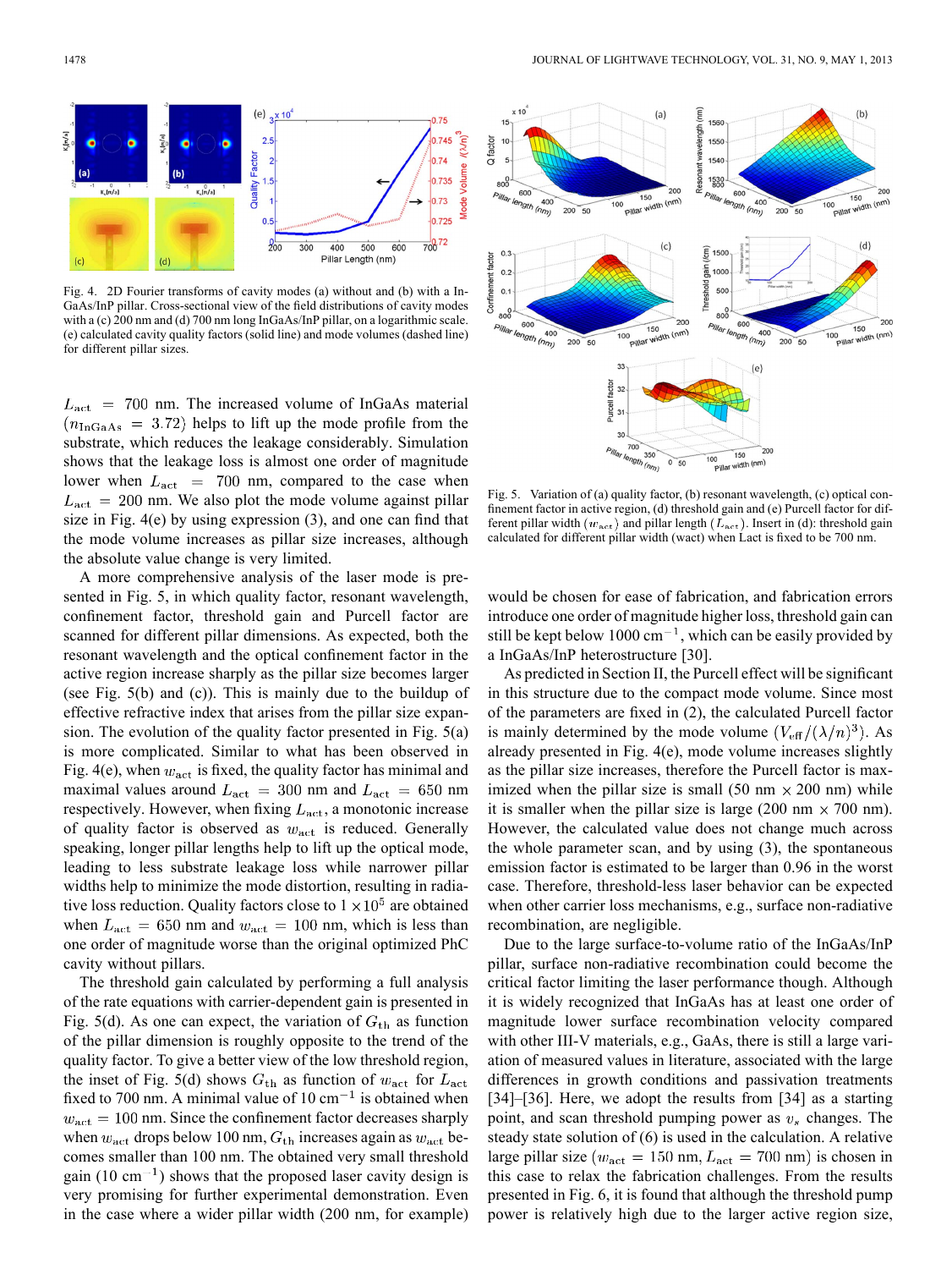Fig. 4. 2D Fourier transforms of cavity modes (a) without and (b) with a InGaAs/InP pillar. Cross-sectional view of the field distributions of cavity modes with a (c) 200 nm and (d) 700 nm long InGaAs/InP pillar, on a logarithmic scale. (e) calculated cavity quality factors (solid line) and mode volumes (dashed line) for different pillar sizes.

Fig. 5. Variation of (a) quality factor, (b) resonant wavelength, (c) optical confinement factor in active region, (d) threshold gain and (e) Purcell factor for different pillar width ($w_{\rm act}$) and pillar length ($L_{\rm act}$). Insert in (d): threshold gain calculated for different pillar width (wact) when Lact is fixed to be 700 nm.

$L_{\rm act} = 700$ nm. The increased volume of InGaAs material ($n_{\rm InGaAs} = 3.72$) helps to lift up the mode profile from the substrate, which reduces the leakage considerably. Simulation shows that the leakage loss is almost one order of magnitude lower when $L_{\rm act} = 700$ nm, compared to the case when $L_{\rm act} = 200$ nm. We also plot the mode volume against pillar size in Fig. 4(e) by using expression (3), and one can find that the mode volume increases as pillar size increases, although the absolute value change is very limited.

A more comprehensive analysis of the laser mode is presented in Fig. 5, in which quality factor, resonant wavelength, confinement factor, threshold gain and Purcell factor are scanned for different pillar dimensions. As expected, both the resonant wavelength and the optical confinement factor in the active region increase sharply as the pillar size becomes larger (see Fig. 5(b) and (c)). This is mainly due to the buildup of effective refractive index that arises from the pillar size expansion. The evolution of the quality factor presented in Fig. 5(a) is more complicated. Similar to what has been observed in Fig. 4(e), when $w_{\rm act}$ is fixed, the quality factor has minimal and maximal values around $L_{\rm act} = 300$ nm and $L_{\rm act} = 650$ nm respectively. However, when fixing $L_{\rm act}$, a monotonic increase of quality factor is observed as $w_{\rm act}$ is reduced. Generally speaking, longer pillar lengths help to lift up the optical mode, leading to less substrate leakage loss while narrower pillar widths help to minimize the mode distortion, resulting in radiative loss reduction. Quality factors close to $1 \times 10^5$ are obtained when $L_{\rm act} = 650$ nm and $w_{\rm act} = 100$ nm, which is less than one order of magnitude worse than the original optimized PhC cavity without pillars.

The threshold gain calculated by performing a full analysis of the rate equations with carrier-dependent gain is presented in Fig. 5(d). As one can expect, the variation of $G_{\rm th}$ as function of the pillar dimension is roughly opposite to the trend of the quality factor. To give a better view of the low threshold region, the inset of Fig. 5(d) shows $G_{\rm th}$ as function of $w_{\rm act}$ for $L_{\rm act}$ fixed to 700 nm. A minimal value of 10 cm$^{-1}$ is obtained when $w_{\rm act} = 100$ nm. Since the confinement factor decreases sharply when $w_{\rm act}$ drops below 100 nm, $G_{\rm th}$ increases again as $w_{\rm act}$ becomes smaller than 100 nm. The obtained very small threshold gain (10 cm$^{-1}$) shows that the proposed laser cavity design is very promising for further experimental demonstration. Even in the case where a wider pillar width (200 nm, for example) would be chosen for ease of fabrication, and fabrication errors introduce one order of magnitude higher loss, threshold gain can still be kept below 1000 cm$^{-1}$, which can be easily provided by a InGaAs/InP heterostructure [30].

As predicted in Section II, the Purcell effect will be significant in this structure due to the compact mode volume. Since most of the parameters are fixed in (2), the calculated Purcell factor is mainly determined by the mode volume ($V_{\rm eff}/(\lambda/n)^3$). As already presented in Fig. 4(e), mode volume increases slightly as the pillar size increases, therefore the Purcell factor is maximized when the pillar size is small (50 nm $\times$ 200 nm) while it is smaller when the pillar size is large (200 nm $\times$ 700 nm). However, the calculated value does not change much across the whole parameter scan, and by using (3), the spontaneous emission factor is estimated to be larger than 0.96 in the worst case. Therefore, threshold-less laser behavior can be expected when other carrier loss mechanisms, e.g., surface non-radiative recombination, are negligible.

Due to the large surface-to-volume ratio of the InGaAs/InP pillar, surface non-radiative recombination could become the critical factor limiting the laser performance though. Although it is widely recognized that InGaAs has at least one order of magnitude lower surface recombination velocity compared with other III-V materials, e.g., GaAs, there is still a large variation of measured values in literature, associated with the large differences in growth conditions and passivation treatments [34]–[36]. Here, we adopt the results from [34] as a starting point, and scan threshold pumping power as $v_s$ changes. The steady state solution of (6) is used in the calculation. A relative large pillar size ($w_{\rm act} = 150$ nm, $L_{\rm act} = 700$ nm) is chosen in this case to relax the fabrication challenges. From the results presented in Fig. 6, it is found that although the threshold pump power is relatively high due to the larger active region size,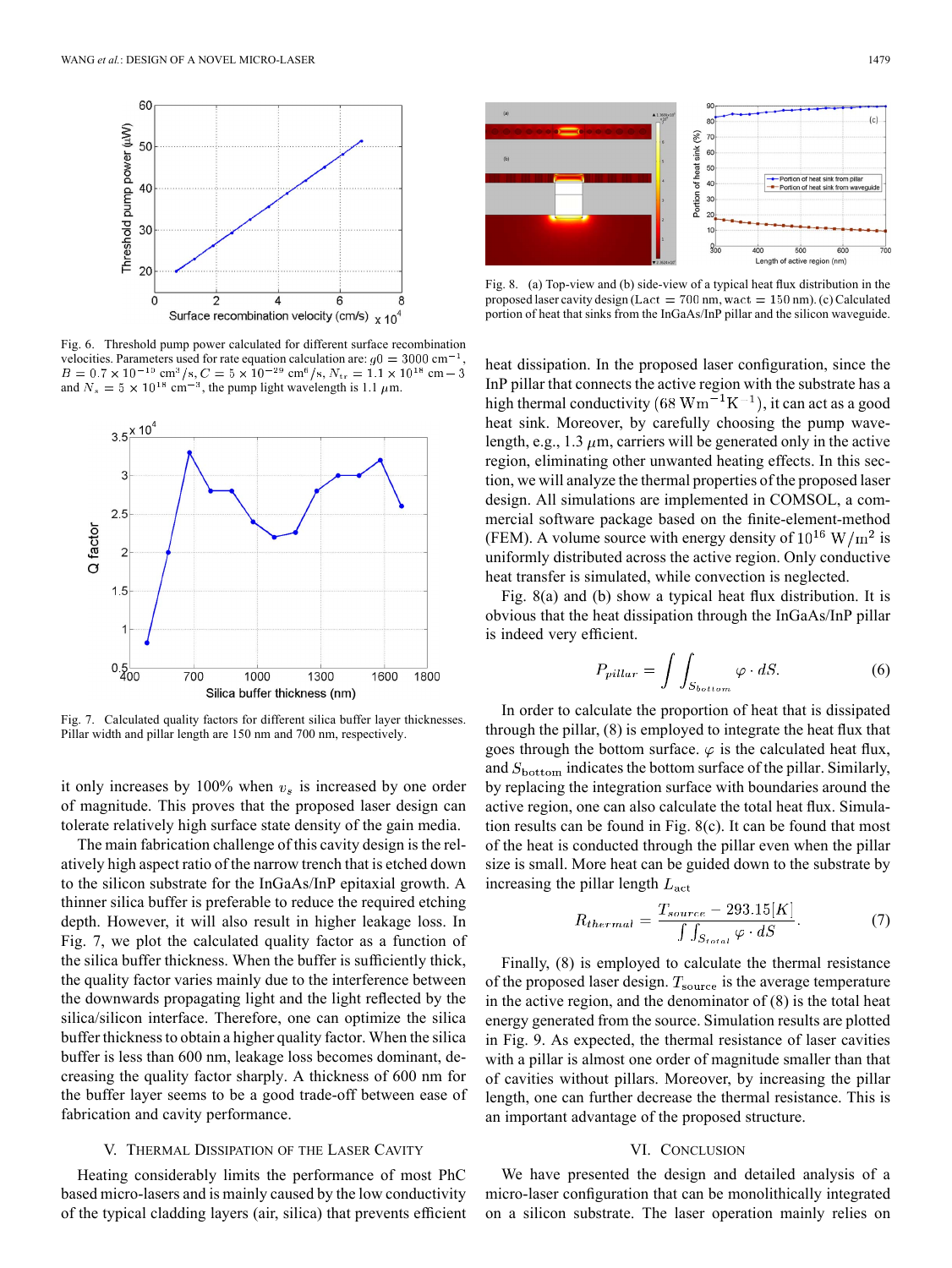Fig. 6. Threshold pump power calculated for different surface recombination velocities. Parameters used for rate equation calculation are: $g0 = 3000\ \text{cm}^{-1}$, $B = 0.7 \times 10^{-10}\ \text{cm}^3/\text{s}$, $C = 5 \times 10^{-29}\ \text{cm}^6/\text{s}$, $N_{tr} = 1.1 \times 10^{18}\ \text{cm}-3$ and $N_s = 5 \times 10^{18}\ \text{cm}^{-3}$, the pump light wavelength is 1.1 $\mu$m.

Fig. 7. Calculated quality factors for different silica buffer layer thicknesses. Pillar width and pillar length are 150 nm and 700 nm, respectively.

it only increases by 100% when $v_s$ is increased by one order of magnitude. This proves that the proposed laser design can tolerate relatively high surface state density of the gain media.

The main fabrication challenge of this cavity design is the relatively high aspect ratio of the narrow trench that is etched down to the silicon substrate for the InGaAs/InP epitaxial growth. A thinner silica buffer is preferable to reduce the required etching depth. However, it will also result in higher leakage loss. In Fig. 7, we plot the calculated quality factor as a function of the silica buffer thickness. When the buffer is sufficiently thick, the quality factor varies mainly due to the interference between the downwards propagating light and the light reflected by the silica/silicon interface. Therefore, one can optimize the silica buffer thickness to obtain a higher quality factor. When the silica buffer is less than 600 nm, leakage loss becomes dominant, decreasing the quality factor sharply. A thickness of 600 nm for the buffer layer seems to be a good trade-off between ease of fabrication and cavity performance.

## V. Thermal Dissipation of the Laser Cavity

Heating considerably limits the performance of most PhC based micro-lasers and is mainly caused by the low conductivity of the typical cladding layers (air, silica) that prevents efficient heat dissipation. In the proposed laser configuration, since the InP pillar that connects the active region with the substrate has a high thermal conductivity ($68\ \text{Wm}^{-1}\text{K}^{-1}$), it can act as a good heat sink. Moreover, by carefully choosing the pump wavelength, e.g., 1.3 $\mu$m, carriers will be generated only in the active region, eliminating other unwanted heating effects. In this section, we will analyze the thermal properties of the proposed laser design. All simulations are implemented in COMSOL, a commercial software package based on the finite-element-method (FEM). A volume source with energy density of $10^{16}\ \text{W/m}^2$ is uniformly distributed across the active region. Only conductive heat transfer is simulated, while convection is neglected.

Fig. 8. (a) Top-view and (b) side-view of a typical heat flux distribution in the proposed laser cavity design ($L_{act} = 700$ nm, $w_{act} = 150$ nm). (c) Calculated portion of heat that sinks from the InGaAs/InP pillar and the silicon waveguide.

Fig. 8(a) and (b) show a typical heat flux distribution. It is obvious that the heat dissipation through the InGaAs/InP pillar is indeed very efficient.

$$P_{pillar} = \int\int_{S_{bottom}} \varphi \cdot dS. \tag{6}$$

In order to calculate the proportion of heat that is dissipated through the pillar, (8) is employed to integrate the heat flux that goes through the bottom surface. $\varphi$ is the calculated heat flux, and $S_{\text{bottom}}$ indicates the bottom surface of the pillar. Similarly, by replacing the integration surface with boundaries around the active region, one can also calculate the total heat flux. Simulation results can be found in Fig. 8(c). It can be found that most of the heat is conducted through the pillar even when the pillar size is small. More heat can be guided down to the substrate by increasing the pillar length $L_{\text{act}}$

$$R_{thermal} = \frac{T_{source} - 293.15[K]}{\int\int_{S_{total}} \varphi \cdot dS}. \tag{7}$$

Finally, (8) is employed to calculate the thermal resistance of the proposed laser design. $T_{\text{source}}$ is the average temperature in the active region, and the denominator of (8) is the total heat energy generated from the source. Simulation results are plotted in Fig. 9. As expected, the thermal resistance of laser cavities with a pillar is almost one order of magnitude smaller than that of cavities without pillars. Moreover, by increasing the pillar length, one can further decrease the thermal resistance. This is an important advantage of the proposed structure.

## VI. Conclusion

We have presented the design and detailed analysis of a micro-laser configuration that can be monolithically integrated on a silicon substrate. The laser operation mainly relies on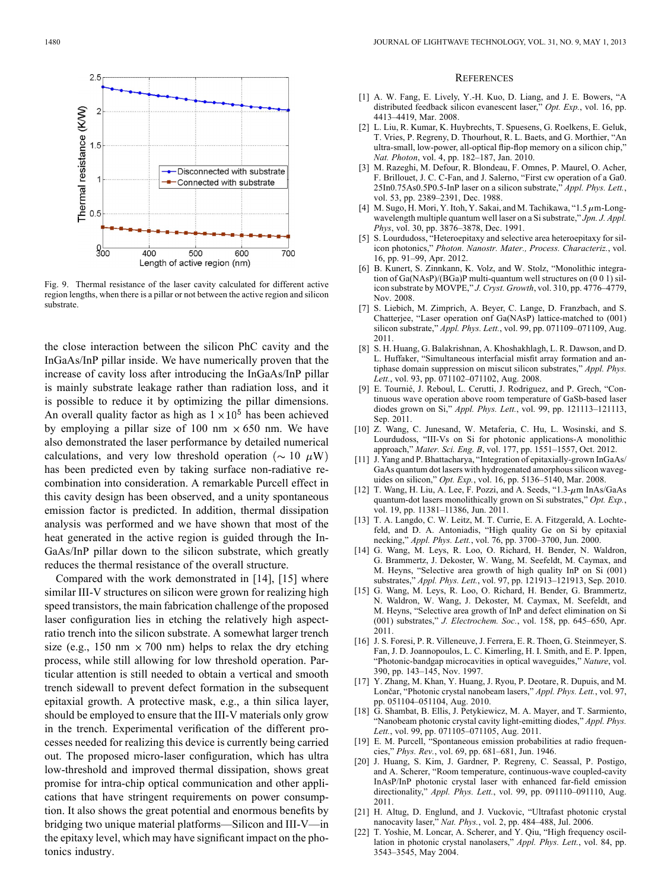Fig. 9. Thermal resistance of the laser cavity calculated for different active region lengths, when there is a pillar or not between the active region and silicon substrate.

the close interaction between the silicon PhC cavity and the InGaAs/InP pillar inside. We have numerically proven that the increase of cavity loss after introducing the InGaAs/InP pillar is mainly substrate leakage rather than radiation loss, and it is possible to reduce it by optimizing the pillar dimensions. An overall quality factor as high as $1 \times 10^5$ has been achieved by employing a pillar size of 100 nm $\times$ 650 nm. We have also demonstrated the laser performance by detailed numerical calculations, and very low threshold operation ($\sim 10\ \mu$W) has been predicted even by taking surface non-radiative recombination into consideration. A remarkable Purcell effect in this cavity design has been observed, and a unity spontaneous emission factor is predicted. In addition, thermal dissipation analysis was performed and we have shown that most of the heat generated in the active region is guided through the InGaAs/InP pillar down to the silicon substrate, which greatly reduces the thermal resistance of the overall structure.

Compared with the work demonstrated in [14], [15] where similar III-V structures on silicon were grown for realizing high speed transistors, the main fabrication challenge of the proposed laser configuration lies in etching the relatively high aspect-ratio trench into the silicon substrate. A somewhat larger trench size (e.g., 150 nm $\times$ 700 nm) helps to relax the dry etching process, while still allowing for low threshold operation. Particular attention is still needed to obtain a vertical and smooth trench sidewall to prevent defect formation in the subsequent epitaxial growth. A protective mask, e.g., a thin silica layer, should be employed to ensure that the III-V materials only grow in the trench. Experimental verification of the different processes needed for realizing this device is currently being carried out. The proposed micro-laser configuration, which has ultra low-threshold and improved thermal dissipation, shows great promise for intra-chip optical communication and other applications that have stringent requirements on power consumption. It also shows the great potential and enormous benefits by bridging two unique material platforms—Silicon and III-V—in the epitaxy level, which may have significant impact on the photonics industry.

## References

[1] A. W. Fang, E. Lively, Y.-H. Kuo, D. Liang, and J. E. Bowers, "A distributed feedback silicon evanescent laser," *Opt. Exp.*, vol. 16, pp. 4413–4419, Mar. 2008.

[2] L. Liu, R. Kumar, K. Huybrechts, T. Spuesens, G. Roelkens, E. Geluk, T. Vries, P. Regreny, D. Thourhout, R. L. Baets, and G. Morthier, "An ultra-small, low-power, all-optical flip-flop memory on a silicon chip," *Nat. Photon*, vol. 4, pp. 182–187, Jan. 2010.

[3] M. Razeghi, M. Defour, R. Blondeau, F. Omnes, P. Maurel, O. Acher, F. Brillouet, J. C. C-Fan, and J. Salerno, "First cw operation of a Ga0. 25In0.75As0.5P0.5-InP laser on a silicon substrate," *Appl. Phys. Lett.*, vol. 53, pp. 2389–2391, Dec. 1988.

[4] M. Sugo, H. Mori, Y. Itoh, Y. Sakai, and M. Tachikawa, "1.5 $\mu$m-Long-wavelength multiple quantum well laser on a Si substrate," *Jpn. J. Appl. Phys*, vol. 30, pp. 3876–3878, Dec. 1991.

[5] S. Lourdudoss, "Heteroepitaxy and selective area heteroepitaxy for silicon photonics," *Photon. Nanostr. Mater., Process. Characteriz.*, vol. 16, pp. 91–99, Apr. 2012.

[6] B. Kunert, S. Zinnkann, K. Volz, and W. Stolz, "Monolithic integration of Ga(NAsP)/(BGa)P multi-quantum well structures on (0 0 1) silicon substrate by MOVPE," *J. Cryst. Growth*, vol. 310, pp. 4776–4779, Nov. 2008.

[7] S. Liebich, M. Zimprich, A. Beyer, C. Lange, D. Franzbach, and S. Chatterjee, "Laser operation onf Ga(NAsP) lattice-matched to (001) silicon substrate," *Appl. Phys. Lett.*, vol. 99, pp. 071109–071109, Aug. 2011.

[8] S. H. Huang, G. Balakrishnan, A. Khoshakhlagh, L. R. Dawson, and D. L. Huffaker, "Simultaneous interfacial misfit array formation and antiphase domain suppression on miscut silicon substrates," *Appl. Phys. Lett.*, vol. 93, pp. 071102–071102, Aug. 2008.

[9] E. Tournié, J. Reboul, L. Cerutti, J. Rodriguez, and P. Grech, "Continuous wave operation above room temperature of GaSb-based laser diodes grown on Si," *Appl. Phys. Lett.*, vol. 99, pp. 121113–121113, Sep. 2011.

[10] Z. Wang, C. Junesand, W. Metaferia, C. Hu, L. Wosinski, and S. Lourdudoss, "III-Vs on Si for photonic applications-A monolithic approach," *Mater. Sci. Eng. B*, vol. 177, pp. 1551–1557, Oct. 2012.

[11] J. Yang and P. Bhattacharya, "Integration of epitaxially-grown InGaAs/GaAs quantum dot lasers with hydrogenated amorphous silicon waveguides on silicon," *Opt. Exp.*, vol. 16, pp. 5136–5140, Mar. 2008.

[12] T. Wang, H. Liu, A. Lee, F. Pozzi, and A. Seeds, "1.3-$\mu$m InAs/GaAs quantum-dot lasers monolithically grown on Si substrates," *Opt. Exp.*, vol. 19, pp. 11381–11386, Jun. 2011.

[13] T. A. Langdo, C. W. Leitz, M. T. Currie, E. A. Fitzgerald, A. Lochtefeld, and D. A. Antoniadis, "High quality Ge on Si by epitaxial necking," *Appl. Phys. Lett.*, vol. 76, pp. 3700–3700, Jun. 2000.

[14] G. Wang, M. Leys, R. Loo, O. Richard, H. Bender, N. Waldron, G. Brammertz, J. Dekoster, W. Wang, M. Seefeldt, M. Caymax, and M. Heyns, "Selective area growth of high quality InP on Si (001) substrates," *Appl. Phys. Lett.*, vol. 97, pp. 121913–121913, Sep. 2010.

[15] G. Wang, M. Leys, R. Loo, O. Richard, H. Bender, G. Brammertz, N. Waldron, W. Wang, J. Dekoster, M. Caymax, M. Seefeldt, and M. Heyns, "Selective area growth of InP and defect elimination on Si (001) substrates," *J. Electrochem. Soc.*, vol. 158, pp. 645–650, Apr. 2011.

[16] J. S. Foresi, P. R. Villeneuve, J. Ferrera, E. R. Thoen, G. Steinmeyer, S. Fan, J. D. Joannopoulos, L. C. Kimerling, H. I. Smith, and E. P. Ippen, "Photonic-bandgap microcavities in optical waveguides," *Nature*, vol. 390, pp. 143–145, Nov. 1997.

[17] Y. Zhang, M. Khan, Y. Huang, J. Ryou, P. Deotare, R. Dupuis, and M. Lončar, "Photonic crystal nanobeam lasers," *Appl. Phys. Lett.*, vol. 97, pp. 051104–051104, Aug. 2010.

[18] G. Shambat, B. Ellis, J. Petykiewicz, M. A. Mayer, and T. Sarmiento, "Nanobeam photonic crystal cavity light-emitting diodes," *Appl. Phys. Lett.*, vol. 99, pp. 071105–071105, Aug. 2011.

[19] E. M. Purcell, "Spontaneous emission probabilities at radio frequencies," *Phys. Rev.*, vol. 69, pp. 681–681, Jun. 1946.

[20] J. Huang, S. Kim, J. Gardner, P. Regreny, C. Seassal, P. Postigo, and A. Scherer, "Room temperature, continuous-wave coupled-cavity InAsP/InP photonic crystal laser with enhanced far-field emission directionality," *Appl. Phys. Lett.*, vol. 99, pp. 091110–091110, Aug. 2011.

[21] H. Altug, D. Englund, and J. Vuckovic, "Ultrafast photonic crystal nanocavity laser," *Nat. Phys.*, vol. 2, pp. 484–488, Jul. 2006.

[22] T. Yoshie, M. Loncar, A. Scherer, and Y. Qiu, "High frequency oscillation in photonic crystal nanolasers," *Appl. Phys. Lett.*, vol. 84, pp. 3543–3545, May 2004.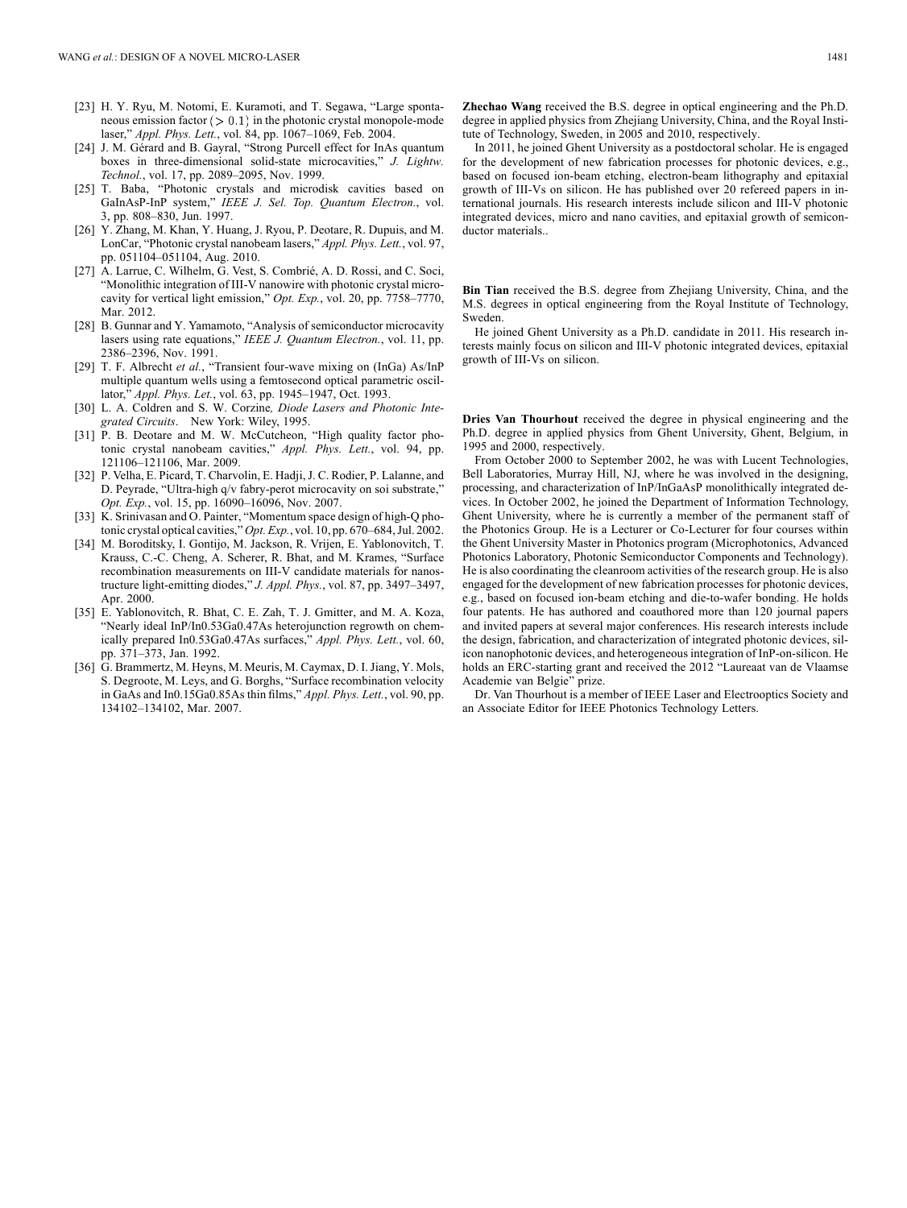[23] H. Y. Ryu, M. Notomi, E. Kuramoti, and T. Segawa, "Large spontaneous emission factor $(> 0.1)$ in the photonic crystal monopole-mode laser," *Appl. Phys. Lett.*, vol. 84, pp. 1067–1069, Feb. 2004.

[24] J. M. Gérard and B. Gayral, "Strong Purcell effect for InAs quantum boxes in three-dimensional solid-state microcavities," *J. Lightw. Technol.*, vol. 17, pp. 2089–2095, Nov. 1999.

[25] T. Baba, "Photonic crystals and microdisk cavities based on GaInAsP-InP system," *IEEE J. Sel. Top. Quantum Electron.*, vol. 3, pp. 808–830, Jun. 1997.

[26] Y. Zhang, M. Khan, Y. Huang, J. Ryou, P. Deotare, R. Dupuis, and M. LonCar, "Photonic crystal nanobeam lasers," *Appl. Phys. Lett.*, vol. 97, pp. 051104–051104, Aug. 2010.

[27] A. Larrue, C. Wilhelm, G. Vest, S. Combrié, A. D. Rossi, and C. Soci, "Monolithic integration of III-V nanowire with photonic crystal microcavity for vertical light emission," *Opt. Exp.*, vol. 20, pp. 7758–7770, Mar. 2012.

[28] B. Gunnar and Y. Yamamoto, "Analysis of semiconductor microcavity lasers using rate equations," *IEEE J. Quantum Electron.*, vol. 11, pp. 2386–2396, Nov. 1991.

[29] T. F. Albrecht *et al.*, "Transient four-wave mixing on (InGa) As/InP multiple quantum wells using a femtosecond optical parametric oscillator," *Appl. Phys. Let.*, vol. 63, pp. 1945–1947, Oct. 1993.

[30] L. A. Coldren and S. W. Corzine*, Diode Lasers and Photonic Integrated Circuits*. New York: Wiley, 1995.

[31] P. B. Deotare and M. W. McCutcheon, "High quality factor photonic crystal nanobeam cavities," *Appl. Phys. Lett.*, vol. 94, pp. 121106–121106, Mar. 2009.

[32] P. Velha, E. Picard, T. Charvolin, E. Hadji, J. C. Rodier, P. Lalanne, and D. Peyrade, "Ultra-high q/v fabry-perot microcavity on soi substrate," *Opt. Exp.*, vol. 15, pp. 16090–16096, Nov. 2007.

[33] K. Srinivasan and O. Painter, "Momentum space design of high-Q photonic crystal optical cavities," *Opt. Exp.*, vol. 10, pp. 670–684, Jul. 2002.

[34] M. Boroditsky, I. Gontijo, M. Jackson, R. Vrijen, E. Yablonovitch, T. Krauss, C.-C. Cheng, A. Scherer, R. Bhat, and M. Krames, "Surface recombination measurements on III-V candidate materials for nanostructure light-emitting diodes," *J. Appl. Phys.*, vol. 87, pp. 3497–3497, Apr. 2000.

[35] E. Yablonovitch, R. Bhat, C. E. Zah, T. J. Gmitter, and M. A. Koza, "Nearly ideal InP/In0.53Ga0.47As heterojunction regrowth on chemically prepared In0.53Ga0.47As surfaces," *Appl. Phys. Lett.*, vol. 60, pp. 371–373, Jan. 1992.

[36] G. Brammertz, M. Heyns, M. Meuris, M. Caymax, D. I. Jiang, Y. Mols, S. Degroote, M. Leys, and G. Borghs, "Surface recombination velocity in GaAs and In0.15Ga0.85As thin films," *Appl. Phys. Lett.*, vol. 90, pp. 134102–134102, Mar. 2007.

**Zhechao Wang** received the B.S. degree in optical engineering and the Ph.D. degree in applied physics from Zhejiang University, China, and the Royal Institute of Technology, Sweden, in 2005 and 2010, respectively.

In 2011, he joined Ghent University as a postdoctoral scholar. He is engaged for the development of new fabrication processes for photonic devices, e.g., based on focused ion-beam etching, electron-beam lithography and epitaxial growth of III-Vs on silicon. He has published over 20 refereed papers in international journals. His research interests include silicon and III-V photonic integrated devices, micro and nano cavities, and epitaxial growth of semiconductor materials..

**Bin Tian** received the B.S. degree from Zhejiang University, China, and the M.S. degrees in optical engineering from the Royal Institute of Technology, Sweden.

He joined Ghent University as a Ph.D. candidate in 2011. His research interests mainly focus on silicon and III-V photonic integrated devices, epitaxial growth of III-Vs on silicon.

**Dries Van Thourhout** received the degree in physical engineering and the Ph.D. degree in applied physics from Ghent University, Ghent, Belgium, in 1995 and 2000, respectively.

From October 2000 to September 2002, he was with Lucent Technologies, Bell Laboratories, Murray Hill, NJ, where he was involved in the designing, processing, and characterization of InP/InGaAsP monolithically integrated devices. In October 2002, he joined the Department of Information Technology, Ghent University, where he is currently a member of the permanent staff of the Photonics Group. He is a Lecturer or Co-Lecturer for four courses within the Ghent University Master in Photonics program (Microphotonics, Advanced Photonics Laboratory, Photonic Semiconductor Components and Technology). He is also coordinating the cleanroom activities of the research group. He is also engaged for the development of new fabrication processes for photonic devices, e.g., based on focused ion-beam etching and die-to-wafer bonding. He holds four patents. He has authored and coauthored more than 120 journal papers and invited papers at several major conferences. His research interests include the design, fabrication, and characterization of integrated photonic devices, silicon nanophotonic devices, and heterogeneous integration of InP-on-silicon. He holds an ERC-starting grant and received the 2012 "Laureaat van de Vlaamse Academie van Belgie" prize.

Dr. Van Thourhout is a member of IEEE Laser and Electrooptics Society and an Associate Editor for IEEE Photonics Technology Letters.